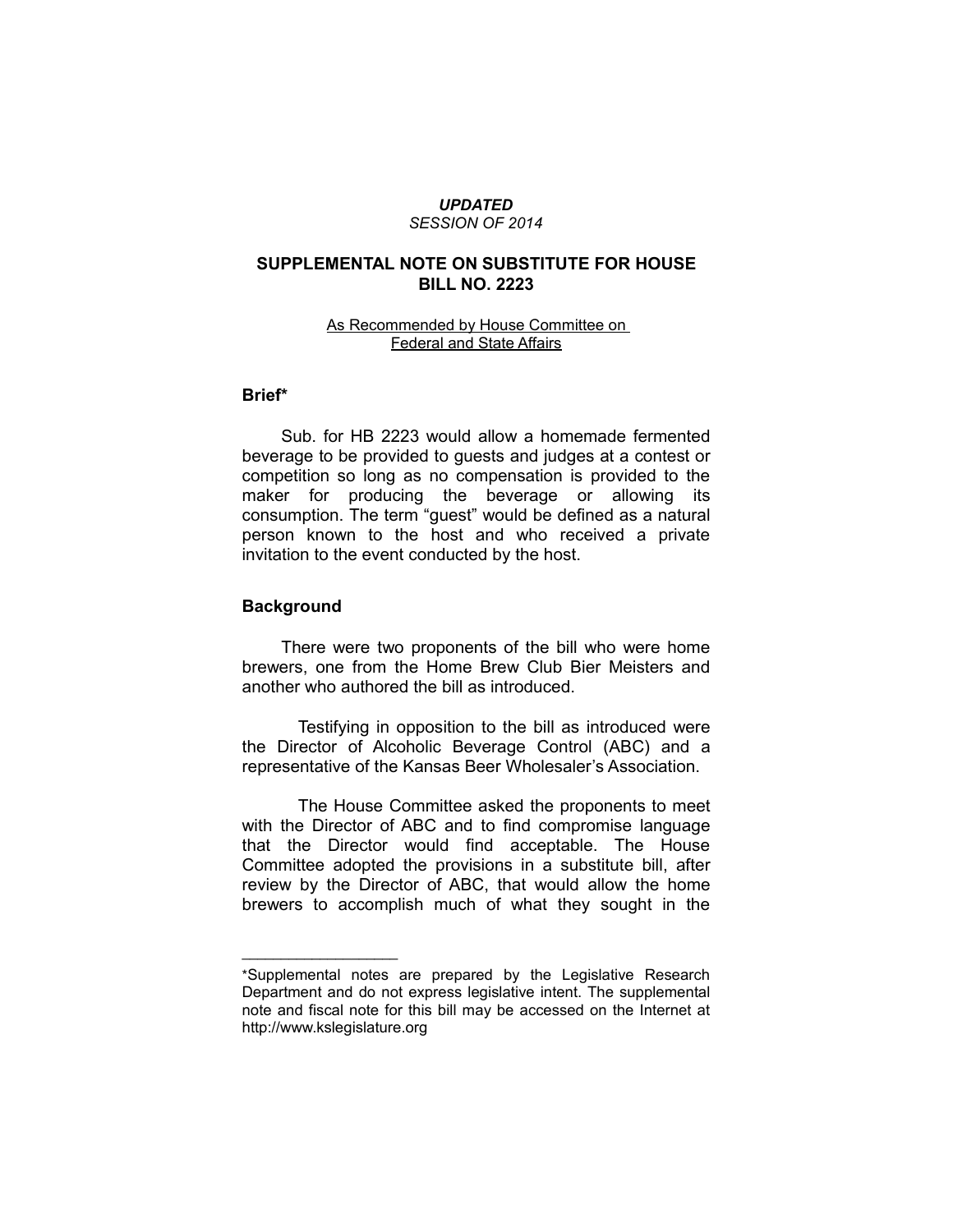***UPDATED***

*SESSION OF 2014*

# SUPPLEMENTAL NOTE ON SUBSTITUTE FOR HOUSE BILL NO. 2223

As Recommended by House Committee on Federal and State Affairs

## Brief*

Sub. for HB 2223 would allow a homemade fermented beverage to be provided to guests and judges at a contest or competition so long as no compensation is provided to the maker for producing the beverage or allowing its consumption. The term "guest" would be defined as a natural person known to the host and who received a private invitation to the event conducted by the host.

## Background

There were two proponents of the bill who were home brewers, one from the Home Brew Club Bier Meisters and another who authored the bill as introduced.

Testifying in opposition to the bill as introduced were the Director of Alcoholic Beverage Control (ABC) and a representative of the Kansas Beer Wholesaler's Association.

The House Committee asked the proponents to meet with the Director of ABC and to find compromise language that the Director would find acceptable. The House Committee adopted the provisions in a substitute bill, after review by the Director of ABC, that would allow the home brewers to accomplish much of what they sought in the

---

*Supplemental notes are prepared by the Legislative Research Department and do not express legislative intent. The supplemental note and fiscal note for this bill may be accessed on the Internet at http://www.kslegislature.org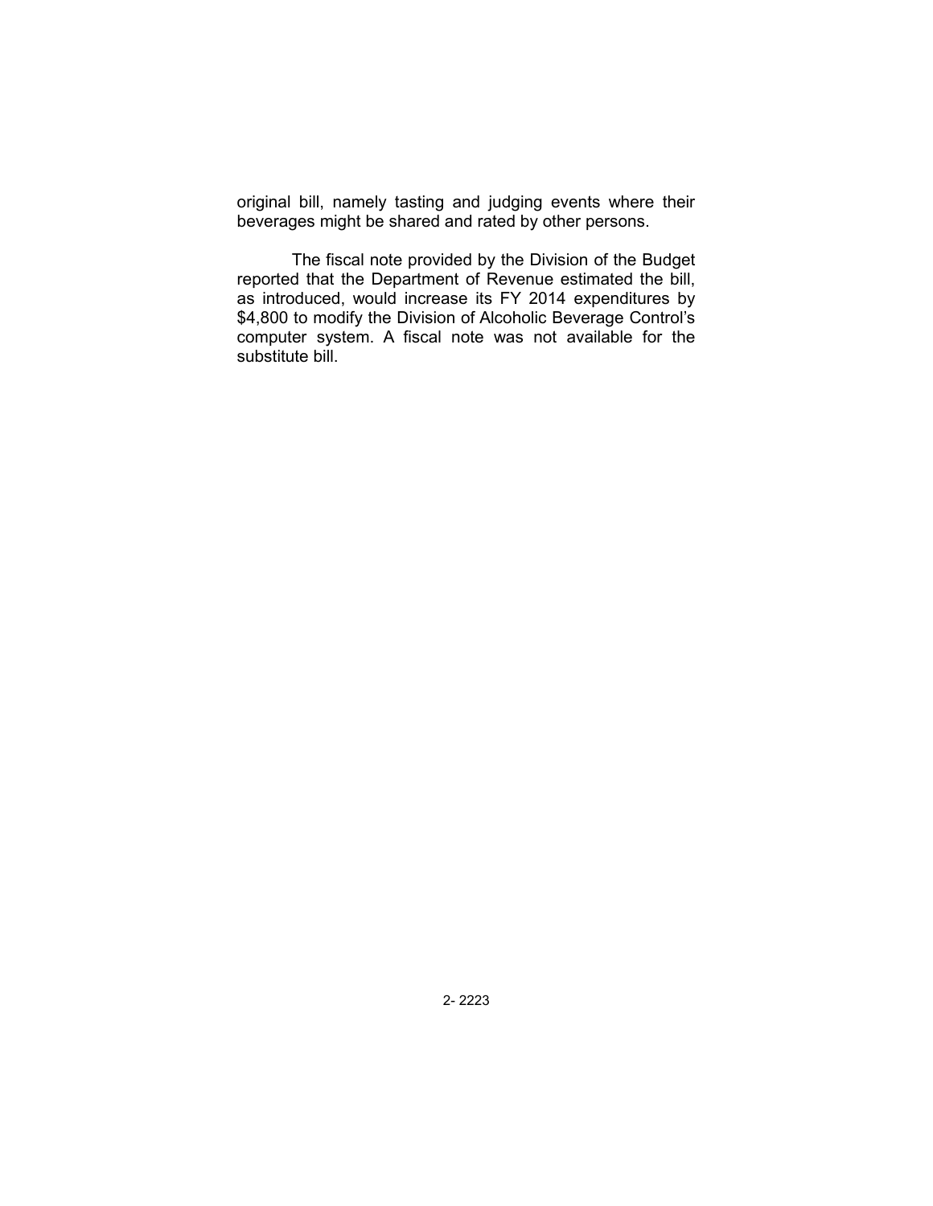original bill, namely tasting and judging events where their beverages might be shared and rated by other persons.

The fiscal note provided by the Division of the Budget reported that the Department of Revenue estimated the bill, as introduced, would increase its FY 2014 expenditures by $4,800 to modify the Division of Alcoholic Beverage Control's computer system. A fiscal note was not available for the substitute bill.